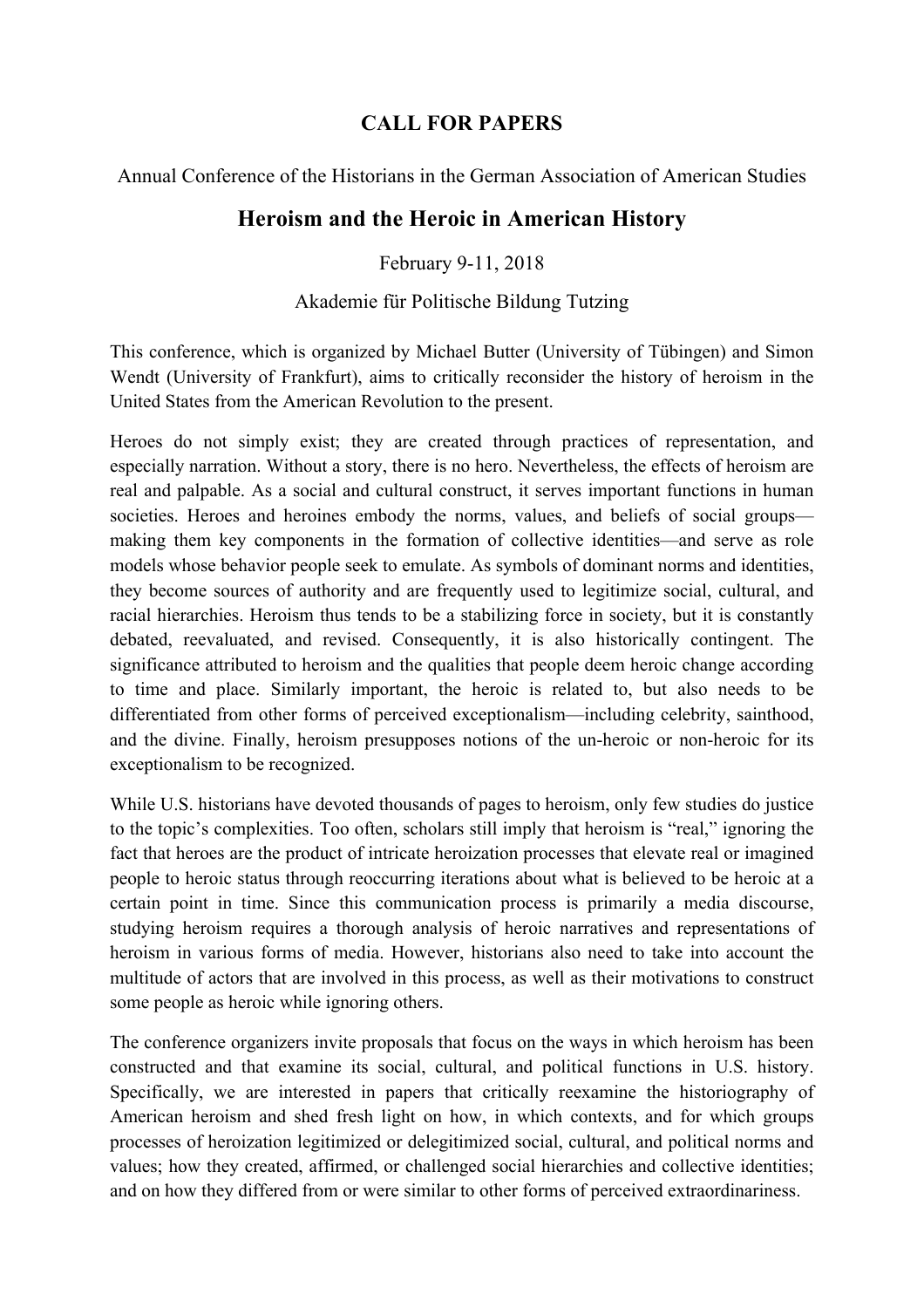# CALL FOR PAPERS

Annual Conference of the Historians in the German Association of American Studies

## Heroism and the Heroic in American History

February 9-11, 2018

Akademie für Politische Bildung Tutzing

This conference, which is organized by Michael Butter (University of Tübingen) and Simon Wendt (University of Frankfurt), aims to critically reconsider the history of heroism in the United States from the American Revolution to the present.

Heroes do not simply exist; they are created through practices of representation, and especially narration. Without a story, there is no hero. Nevertheless, the effects of heroism are real and palpable. As a social and cultural construct, it serves important functions in human societies. Heroes and heroines embody the norms, values, and beliefs of social groups—making them key components in the formation of collective identities—and serve as role models whose behavior people seek to emulate. As symbols of dominant norms and identities, they become sources of authority and are frequently used to legitimize social, cultural, and racial hierarchies. Heroism thus tends to be a stabilizing force in society, but it is constantly debated, reevaluated, and revised. Consequently, it is also historically contingent. The significance attributed to heroism and the qualities that people deem heroic change according to time and place. Similarly important, the heroic is related to, but also needs to be differentiated from other forms of perceived exceptionalism—including celebrity, sainthood, and the divine. Finally, heroism presupposes notions of the un-heroic or non-heroic for its exceptionalism to be recognized.

While U.S. historians have devoted thousands of pages to heroism, only few studies do justice to the topic's complexities. Too often, scholars still imply that heroism is "real," ignoring the fact that heroes are the product of intricate heroization processes that elevate real or imagined people to heroic status through reoccurring iterations about what is believed to be heroic at a certain point in time. Since this communication process is primarily a media discourse, studying heroism requires a thorough analysis of heroic narratives and representations of heroism in various forms of media. However, historians also need to take into account the multitude of actors that are involved in this process, as well as their motivations to construct some people as heroic while ignoring others.

The conference organizers invite proposals that focus on the ways in which heroism has been constructed and that examine its social, cultural, and political functions in U.S. history. Specifically, we are interested in papers that critically reexamine the historiography of American heroism and shed fresh light on how, in which contexts, and for which groups processes of heroization legitimized or delegitimized social, cultural, and political norms and values; how they created, affirmed, or challenged social hierarchies and collective identities; and on how they differed from or were similar to other forms of perceived extraordinariness.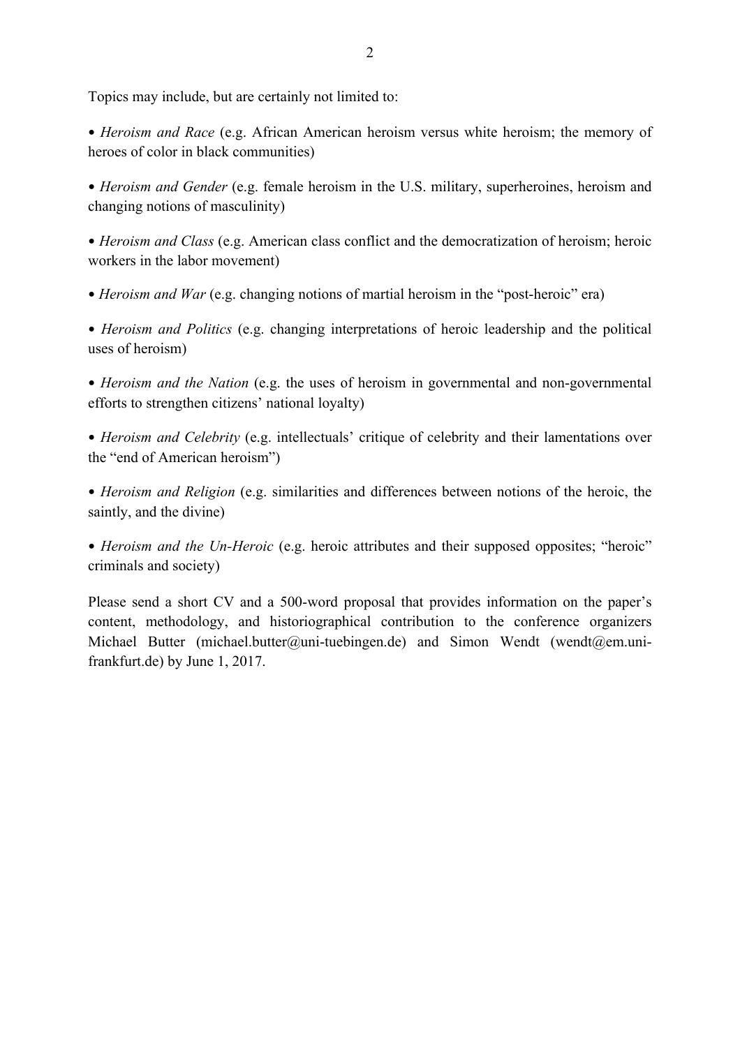Topics may include, but are certainly not limited to:

- *Heroism and Race* (e.g. African American heroism versus white heroism; the memory of heroes of color in black communities)
- *Heroism and Gender* (e.g. female heroism in the U.S. military, superheroines, heroism and changing notions of masculinity)
- *Heroism and Class* (e.g. American class conflict and the democratization of heroism; heroic workers in the labor movement)
- *Heroism and War* (e.g. changing notions of martial heroism in the "post-heroic" era)
- *Heroism and Politics* (e.g. changing interpretations of heroic leadership and the political uses of heroism)
- *Heroism and the Nation* (e.g. the uses of heroism in governmental and non-governmental efforts to strengthen citizens' national loyalty)
- *Heroism and Celebrity* (e.g. intellectuals' critique of celebrity and their lamentations over the "end of American heroism")
- *Heroism and Religion* (e.g. similarities and differences between notions of the heroic, the saintly, and the divine)
- *Heroism and the Un-Heroic* (e.g. heroic attributes and their supposed opposites; "heroic" criminals and society)

Please send a short CV and a 500-word proposal that provides information on the paper's content, methodology, and historiographical contribution to the conference organizers Michael Butter (michael.butter@uni-tuebingen.de) and Simon Wendt (wendt@em.uni-frankfurt.de) by June 1, 2017.